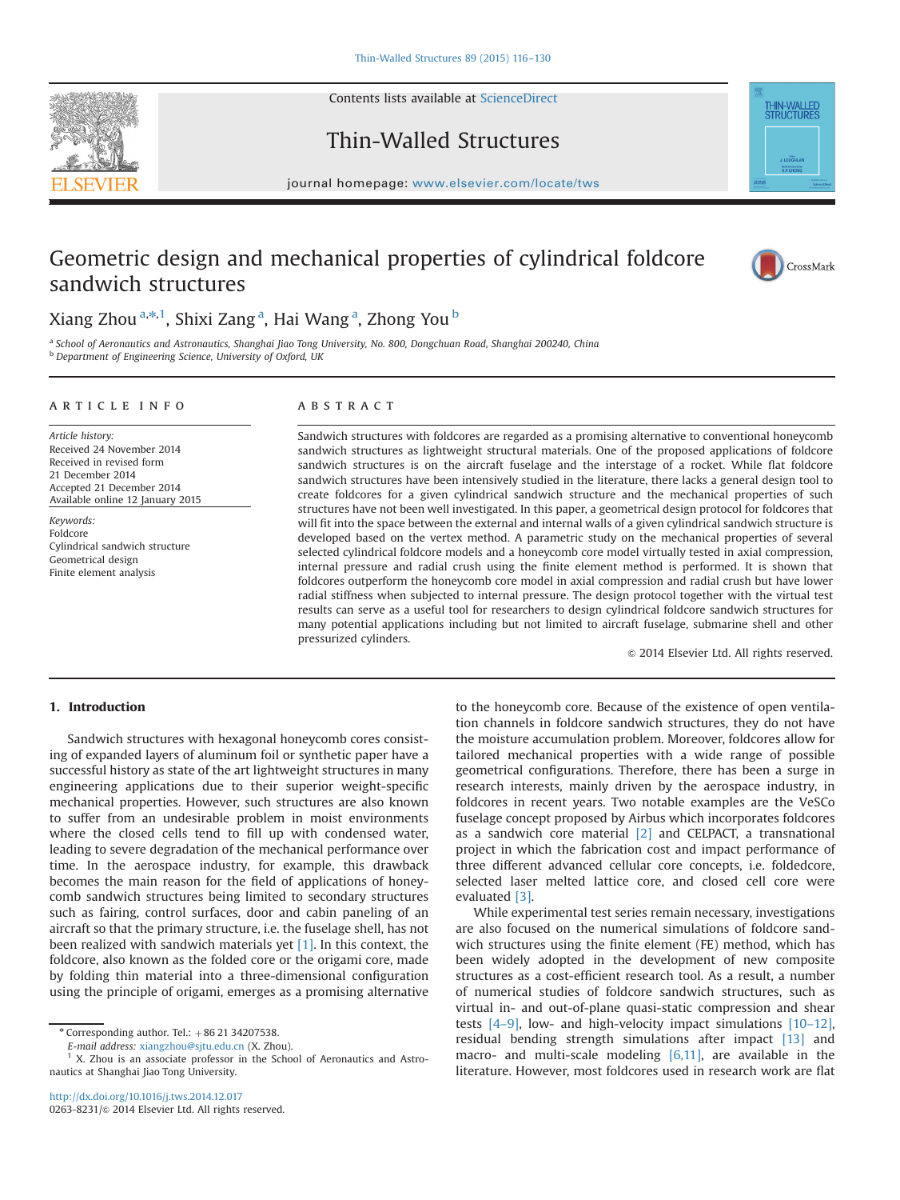# Geometric design and mechanical properties of cylindrical foldcore sandwich structures

Xiang Zhou [a,*,1], Shixi Zang [a], Hai Wang [a], Zhong You [b]

[a] School of Aeronautics and Astronautics, Shanghai Jiao Tong University, No. 800, Dongchuan Road, Shanghai 200240, China
[b] Department of Engineering Science, University of Oxford, UK

## ARTICLE INFO

*Article history:*
Received 24 November 2014
Received in revised form
21 December 2014
Accepted 21 December 2014
Available online 12 January 2015

*Keywords:*
Foldcore
Cylindrical sandwich structure
Geometrical design
Finite element analysis

## ABSTRACT

Sandwich structures with foldcores are regarded as a promising alternative to conventional honeycomb sandwich structures as lightweight structural materials. One of the proposed applications of foldcore sandwich structures is on the aircraft fuselage and the interstage of a rocket. While flat foldcore sandwich structures have been intensively studied in the literature, there lacks a general design tool to create foldcores for a given cylindrical sandwich structure and the mechanical properties of such structures have not been well investigated. In this paper, a geometrical design protocol for foldcores that will fit into the space between the external and internal walls of a given cylindrical sandwich structure is developed based on the vertex method. A parametric study on the mechanical properties of several selected cylindrical foldcore models and a honeycomb core model virtually tested in axial compression, internal pressure and radial crush using the finite element method is performed. It is shown that foldcores outperform the honeycomb core model in axial compression and radial crush but have lower radial stiffness when subjected to internal pressure. The design protocol together with the virtual test results can serve as a useful tool for researchers to design cylindrical foldcore sandwich structures for many potential applications including but not limited to aircraft fuselage, submarine shell and other pressurized cylinders.

© 2014 Elsevier Ltd. All rights reserved.

## 1. Introduction

Sandwich structures with hexagonal honeycomb cores consisting of expanded layers of aluminum foil or synthetic paper have a successful history as state of the art lightweight structures in many engineering applications due to their superior weight-specific mechanical properties. However, such structures are also known to suffer from an undesirable problem in moist environments where the closed cells tend to fill up with condensed water, leading to severe degradation of the mechanical performance over time. In the aerospace industry, for example, this drawback becomes the main reason for the field of applications of honeycomb sandwich structures being limited to secondary structures such as fairing, control surfaces, door and cabin paneling of an aircraft so that the primary structure, i.e. the fuselage shell, has not been realized with sandwich materials yet [1]. In this context, the foldcore, also known as the folded core or the origami core, made by folding thin material into a three-dimensional configuration using the principle of origami, emerges as a promising alternative to the honeycomb core. Because of the existence of open ventilation channels in foldcore sandwich structures, they do not have the moisture accumulation problem. Moreover, foldcores allow for tailored mechanical properties with a wide range of possible geometrical configurations. Therefore, there has been a surge in research interests, mainly driven by the aerospace industry, in foldcores in recent years. Two notable examples are the VeSCo fuselage concept proposed by Airbus which incorporates foldcores as a sandwich core material [2] and CELPACT, a transnational project in which the fabrication cost and impact performance of three different advanced cellular core concepts, i.e. foldedcore, selected laser melted lattice core, and closed cell core were evaluated [3].

While experimental test series remain necessary, investigations are also focused on the numerical simulations of foldcore sandwich structures using the finite element (FE) method, which has been widely adopted in the development of new composite structures as a cost-efficient research tool. As a result, a number of numerical studies of foldcore sandwich structures, such as virtual in- and out-of-plane quasi-static compression and shear tests [4–9], low- and high-velocity impact simulations [10–12], residual bending strength simulations after impact [13] and macro- and multi-scale modeling [6,11], are available in the literature. However, most foldcores used in research work are flat

* Corresponding author. Tel.: +86 21 34207538.
E-mail address: xiangzhou@sjtu.edu.cn (X. Zhou).
1 X. Zhou is an associate professor in the School of Aeronautics and Astronautics at Shanghai Jiao Tong University.

http://dx.doi.org/10.1016/j.tws.2014.12.017
0263-8231/© 2014 Elsevier Ltd. All rights reserved.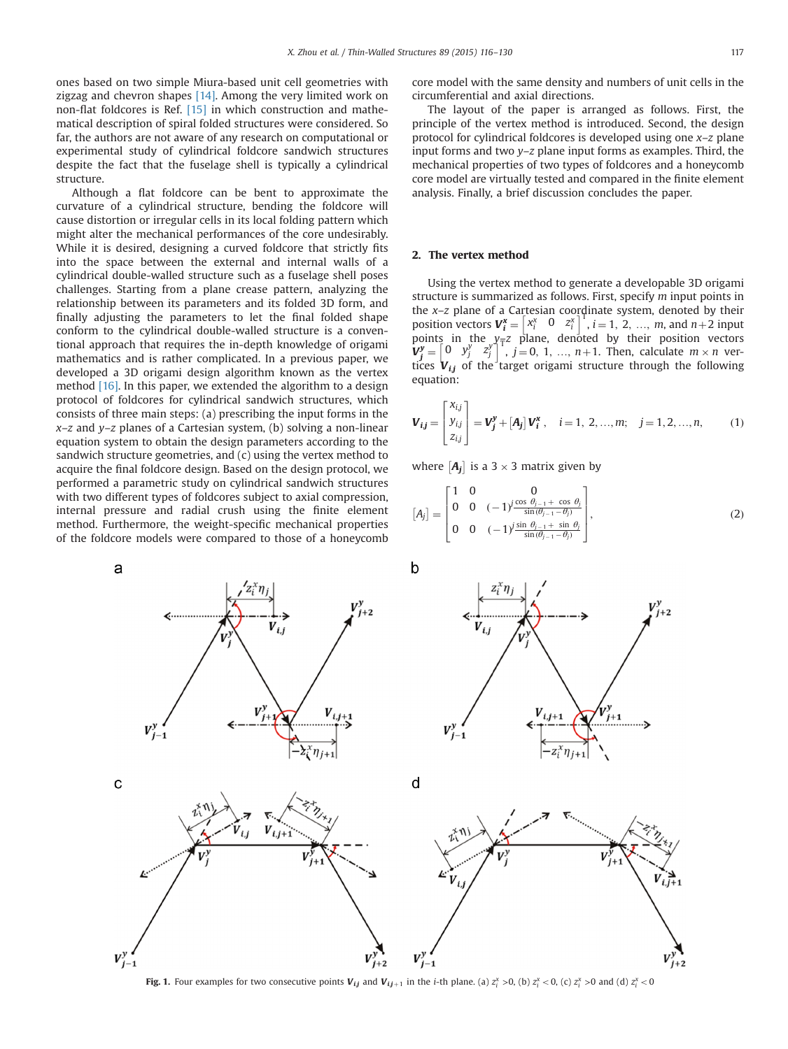ones based on two simple Miura-based unit cell geometries with zigzag and chevron shapes [14]. Among the very limited work on non-flat foldcores is Ref. [15] in which construction and mathematical description of spiral folded structures were considered. So far, the authors are not aware of any research on computational or experimental study of cylindrical foldcore sandwich structures despite the fact that the fuselage shell is typically a cylindrical structure.

Although a flat foldcore can be bent to approximate the curvature of a cylindrical structure, bending the foldcore will cause distortion or irregular cells in its local folding pattern which might alter the mechanical performances of the core undesirably. While it is desired, designing a curved foldcore that strictly fits into the space between the external and internal walls of a cylindrical double-walled structure such as a fuselage shell poses challenges. Starting from a plane crease pattern, analyzing the relationship between its parameters and its folded 3D form, and finally adjusting the parameters to let the final folded shape conform to the cylindrical double-walled structure is a conventional approach that requires the in-depth knowledge of origami mathematics and is rather complicated. In a previous paper, we developed a 3D origami design algorithm known as the vertex method [16]. In this paper, we extended the algorithm to a design protocol of foldcores for cylindrical sandwich structures, which consists of three main steps: (a) prescribing the input forms in the $x$–$z$ and $y$–$z$ planes of a Cartesian system, (b) solving a non-linear equation system to obtain the design parameters according to the sandwich structure geometries, and (c) using the vertex method to acquire the final foldcore design. Based on the design protocol, we performed a parametric study on cylindrical sandwich structures with two different types of foldcores subject to axial compression, internal pressure and radial crush using the finite element method. Furthermore, the weight-specific mechanical properties of the foldcore models were compared to those of a honeycomb core model with the same density and numbers of unit cells in the circumferential and axial directions.

The layout of the paper is arranged as follows. First, the principle of the vertex method is introduced. Second, the design protocol for cylindrical foldcores is developed using one $x$–$z$ plane input forms and two $y$–$z$ plane input forms as examples. Third, the mechanical properties of two types of foldcores and a honeycomb core model are virtually tested and compared in the finite element analysis. Finally, a brief discussion concludes the paper.

## 2. The vertex method

Using the vertex method to generate a developable 3D origami structure is summarized as follows. First, specify $m$ input points in the $x$–$z$ plane of a Cartesian coordinate system, denoted by their position vectors $\boldsymbol{V}_i^x = \begin{bmatrix} x_i^x & 0 & z_i^x \end{bmatrix}^T$, $i = 1, 2, \ldots, m$, and $n+2$ input points in the $y$–$z$ plane, denoted by their position vectors $\boldsymbol{V}_j^y = \begin{bmatrix} 0 & y_j^y & z_j^y \end{bmatrix}^T$, $j = 0, 1, \ldots, n+1$. Then, calculate $m \times n$ vertices $\boldsymbol{V}_{i,j}$ of the target origami structure through the following equation:

$$\boldsymbol{V}_{i,j} = \begin{bmatrix} x_{i,j} \\ y_{i,j} \\ z_{i,j} \end{bmatrix} = \boldsymbol{V}_j^y + [\boldsymbol{A}_j]\boldsymbol{V}_i^x, \quad i = 1, 2, \ldots, m; \quad j = 1, 2, \ldots, n, \tag{1}$$

where $[\boldsymbol{A}_j]$ is a $3 \times 3$ matrix given by

$$[A_j] = \begin{bmatrix} 1 & 0 & 0 \\ 0 & 0 & (-1)^j \frac{\cos\,\theta_{j-1} + \cos\,\theta_j}{\sin(\theta_{j-1} - \theta_j)} \\ 0 & 0 & (-1)^j \frac{\sin\,\theta_{j-1} + \sin\,\theta_j}{\sin(\theta_{j-1} - \theta_j)} \end{bmatrix}, \tag{2}$$

**Fig. 1.** Four examples for two consecutive points $\boldsymbol{V}_{i,j}$ and $\boldsymbol{V}_{i,j+1}$ in the $i$-th plane. (a) $z_i^x > 0$, (b) $z_i^x < 0$, (c) $z_i^x > 0$ and (d) $z_i^x < 0$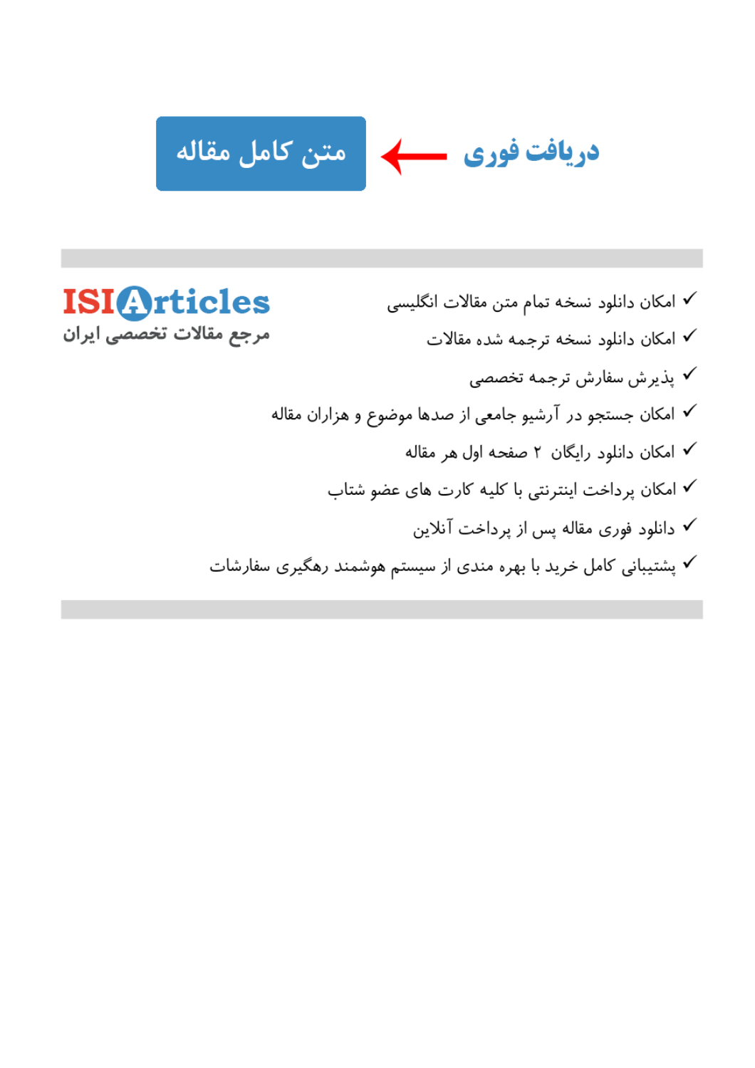**متن کامل مقاله** ← **دریافت فوری**

**ISIArticles**
مرجع مقالات تخصصی ایران

- ✓ امکان دانلود نسخه تمام متن مقالات انگلیسی
- ✓ امکان دانلود نسخه ترجمه شده مقالات
- ✓ پذیرش سفارش ترجمه تخصصی
- ✓ امکان جستجو در آرشیو جامعی از صدها موضوع و هزاران مقاله
- ✓ امکان دانلود رایگان ۲ صفحه اول هر مقاله
- ✓ امکان پرداخت اینترنتی با کلیه کارت های عضو شتاب
- ✓ دانلود فوری مقاله پس از پرداخت آنلاین
- ✓ پشتیبانی کامل خرید با بهره مندی از سیستم هوشمند رهگیری سفارشات